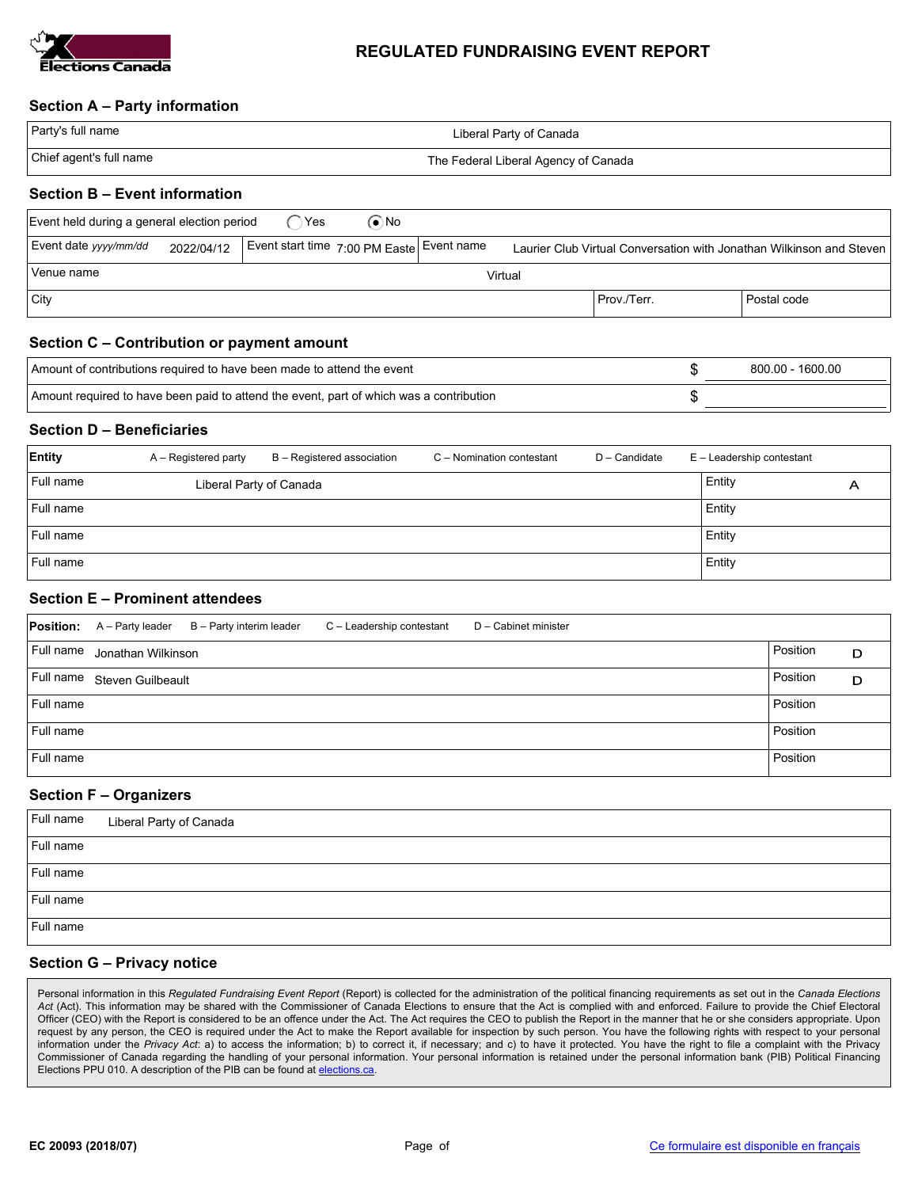Elections Canada

# REGULATED FUNDRAISING EVENT REPORT

## Section A – Party information

| | |
|---|---|
| Party's full name | Liberal Party of Canada |
| Chief agent's full name | The Federal Liberal Agency of Canada |

## Section B – Event information

Event held during a general election period ◯ Yes ◉ No

| | | | |
|---|---|---|---|
| Event date *yyyy/mm/dd* 2022/04/12 | Event start time 7:00 PM Easte | Event name | Laurier Club Virtual Conversation with Jonathan Wilkinson and Steven |
| Venue name | Virtual | | |
| City | | Prov./Terr. | Postal code |

## Section C – Contribution or payment amount

| | |
|---|---|
| Amount of contributions required to have been made to attend the event | $ 800.00 - 1600.00 |
| Amount required to have been paid to attend the event, part of which was a contribution | $ |

## Section D – Beneficiaries

**Entity** A – Registered party B – Registered association C – Nomination contestant D – Candidate E – Leadership contestant

| Full name | Entity |
|---|---|
| Liberal Party of Canada | A |
| | |
| | |
| | |

## Section E – Prominent attendees

**Position:** A – Party leader B – Party interim leader C – Leadership contestant D – Cabinet minister

| Full name | Position |
|---|---|
| Jonathan Wilkinson | D |
| Steven Guilbeault | D |
| | |
| | |
| | |

## Section F – Organizers

| Full name |
|---|
| Liberal Party of Canada |
| |
| |
| |
| |

## Section G – Privacy notice

Personal information in this *Regulated Fundraising Event Report* (Report) is collected for the administration of the political financing requirements as set out in the *Canada Elections Act* (Act). This information may be shared with the Commissioner of Canada Elections to ensure that the Act is complied with and enforced. Failure to provide the Chief Electoral Officer (CEO) with the Report is considered to be an offence under the Act. The Act requires the CEO to publish the Report in the manner that he or she considers appropriate. Upon request by any person, the CEO is required under the Act to make the Report available for inspection by such person. You have the following rights with respect to your personal information under the *Privacy Act*: a) to access the information; b) to correct it, if necessary; and c) to have it protected. You have the right to file a complaint with the Privacy Commissioner of Canada regarding the handling of your personal information. Your personal information is retained under the personal information bank (PIB) Political Financing Elections PPU 010. A description of the PIB can be found at elections.ca.

EC 20093 (2018/07)

Ce formulaire est disponible en français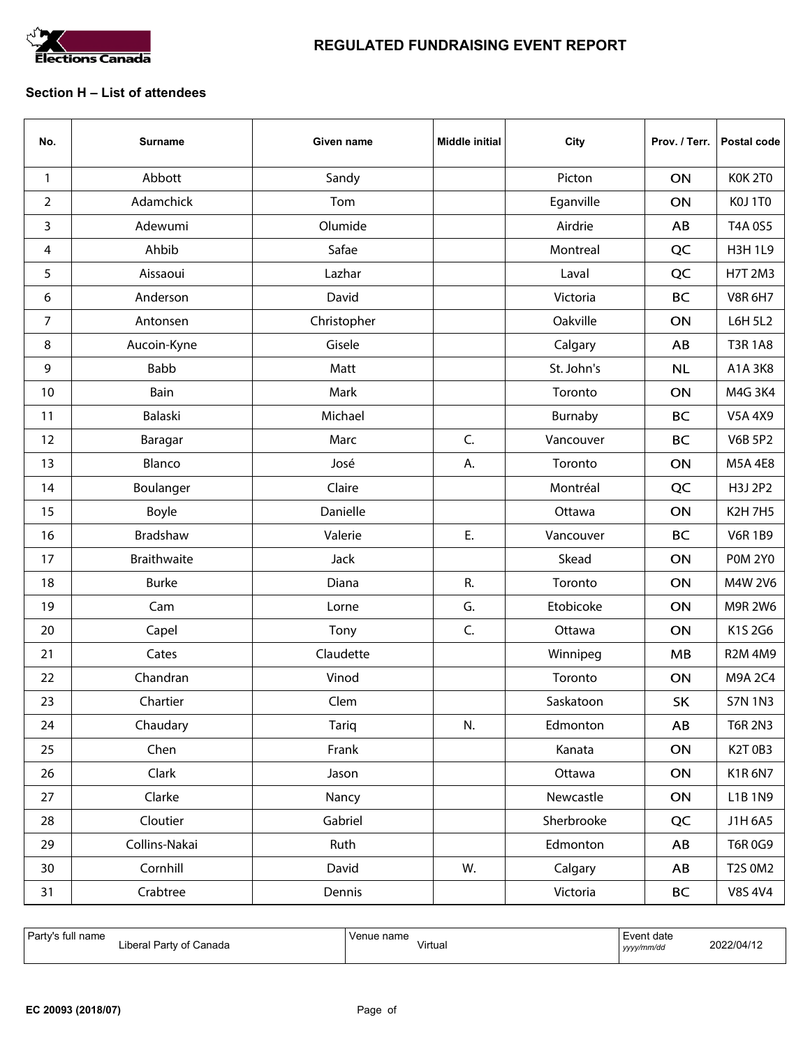# REGULATED FUNDRAISING EVENT REPORT

## Section H – List of attendees

| No. | Surname | Given name | Middle initial | City | Prov. / Terr. | Postal code |
|---|---|---|---|---|---|---|
| 1 | Abbott | Sandy | | Picton | ON | K0K 2T0 |
| 2 | Adamchick | Tom | | Eganville | ON | K0J 1T0 |
| 3 | Adewumi | Olumide | | Airdrie | AB | T4A 0S5 |
| 4 | Ahbib | Safae | | Montreal | QC | H3H 1L9 |
| 5 | Aissaoui | Lazhar | | Laval | QC | H7T 2M3 |
| 6 | Anderson | David | | Victoria | BC | V8R 6H7 |
| 7 | Antonsen | Christopher | | Oakville | ON | L6H 5L2 |
| 8 | Aucoin-Kyne | Gisele | | Calgary | AB | T3R 1A8 |
| 9 | Babb | Matt | | St. John's | NL | A1A 3K8 |
| 10 | Bain | Mark | | Toronto | ON | M4G 3K4 |
| 11 | Balaski | Michael | | Burnaby | BC | V5A 4X9 |
| 12 | Baragar | Marc | C. | Vancouver | BC | V6B 5P2 |
| 13 | Blanco | José | A. | Toronto | ON | M5A 4E8 |
| 14 | Boulanger | Claire | | Montréal | QC | H3J 2P2 |
| 15 | Boyle | Danielle | | Ottawa | ON | K2H 7H5 |
| 16 | Bradshaw | Valerie | E. | Vancouver | BC | V6R 1B9 |
| 17 | Braithwaite | Jack | | Skead | ON | P0M 2Y0 |
| 18 | Burke | Diana | R. | Toronto | ON | M4W 2V6 |
| 19 | Cam | Lorne | G. | Etobicoke | ON | M9R 2W6 |
| 20 | Capel | Tony | C. | Ottawa | ON | K1S 2G6 |
| 21 | Cates | Claudette | | Winnipeg | MB | R2M 4M9 |
| 22 | Chandran | Vinod | | Toronto | ON | M9A 2C4 |
| 23 | Chartier | Clem | | Saskatoon | SK | S7N 1N3 |
| 24 | Chaudary | Tariq | N. | Edmonton | AB | T6R 2N3 |
| 25 | Chen | Frank | | Kanata | ON | K2T 0B3 |
| 26 | Clark | Jason | | Ottawa | ON | K1R 6N7 |
| 27 | Clarke | Nancy | | Newcastle | ON | L1B 1N9 |
| 28 | Cloutier | Gabriel | | Sherbrooke | QC | J1H 6A5 |
| 29 | Collins-Nakai | Ruth | | Edmonton | AB | T6R 0G9 |
| 30 | Cornhill | David | W. | Calgary | AB | T2S 0M2 |
| 31 | Crabtree | Dennis | | Victoria | BC | V8S 4V4 |

| Party's full name | Venue name | Event date *yyyy/mm/dd* |
|---|---|---|
| Liberal Party of Canada | Virtual | 2022/04/12 |

EC 20093 (2018/07)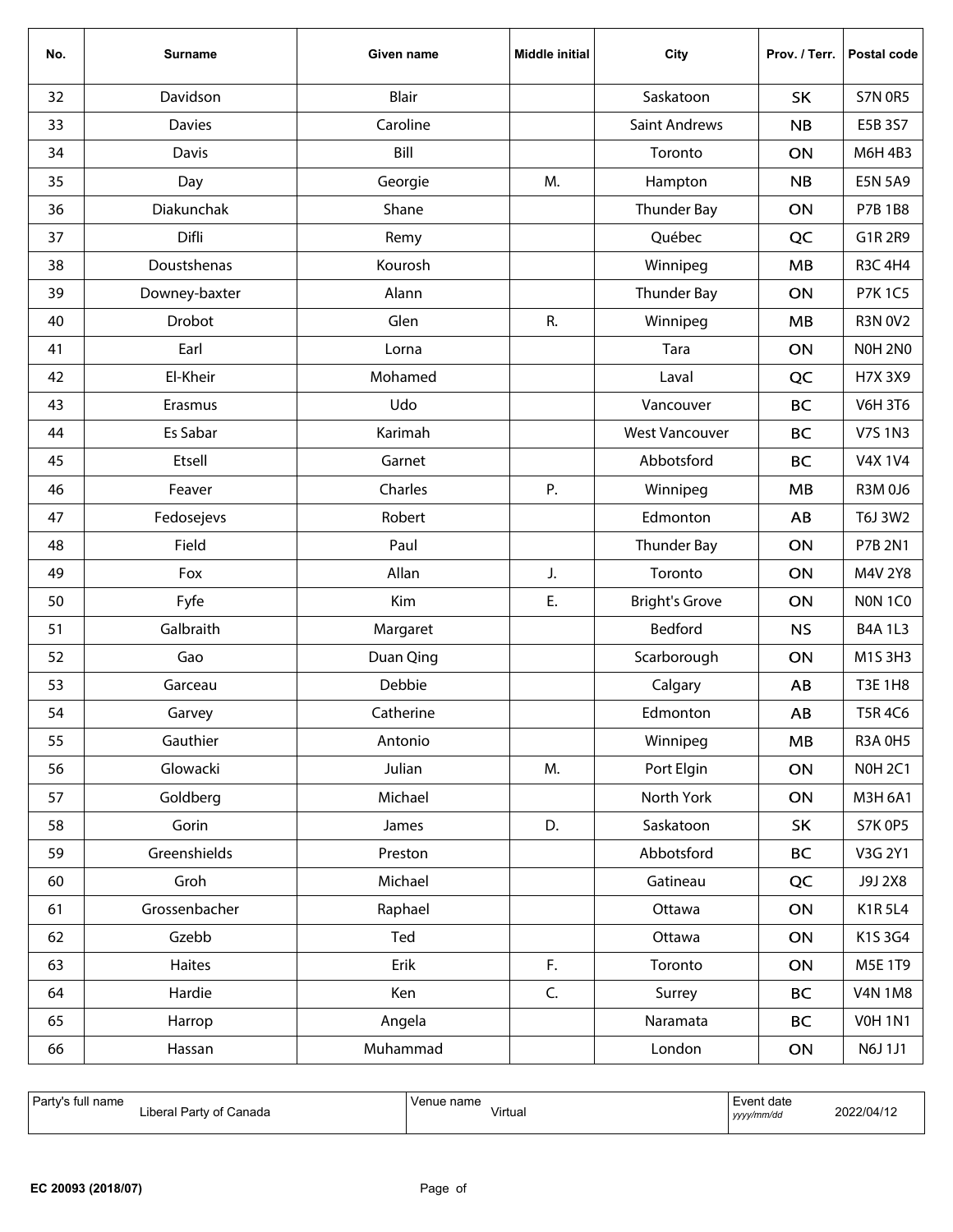| No. | Surname | Given name | Middle initial | City | Prov. / Terr. | Postal code |
|---|---|---|---|---|---|---|
| 32 | Davidson | Blair | | Saskatoon | SK | S7N 0R5 |
| 33 | Davies | Caroline | | Saint Andrews | NB | E5B 3S7 |
| 34 | Davis | Bill | | Toronto | ON | M6H 4B3 |
| 35 | Day | Georgie | M. | Hampton | NB | E5N 5A9 |
| 36 | Diakunchak | Shane | | Thunder Bay | ON | P7B 1B8 |
| 37 | Difli | Remy | | Québec | QC | G1R 2R9 |
| 38 | Doustshenas | Kourosh | | Winnipeg | MB | R3C 4H4 |
| 39 | Downey-baxter | Alann | | Thunder Bay | ON | P7K 1C5 |
| 40 | Drobot | Glen | R. | Winnipeg | MB | R3N 0V2 |
| 41 | Earl | Lorna | | Tara | ON | N0H 2N0 |
| 42 | El-Kheir | Mohamed | | Laval | QC | H7X 3X9 |
| 43 | Erasmus | Udo | | Vancouver | BC | V6H 3T6 |
| 44 | Es Sabar | Karimah | | West Vancouver | BC | V7S 1N3 |
| 45 | Etsell | Garnet | | Abbotsford | BC | V4X 1V4 |
| 46 | Feaver | Charles | P. | Winnipeg | MB | R3M 0J6 |
| 47 | Fedosejevs | Robert | | Edmonton | AB | T6J 3W2 |
| 48 | Field | Paul | | Thunder Bay | ON | P7B 2N1 |
| 49 | Fox | Allan | J. | Toronto | ON | M4V 2Y8 |
| 50 | Fyfe | Kim | E. | Bright's Grove | ON | N0N 1C0 |
| 51 | Galbraith | Margaret | | Bedford | NS | B4A 1L3 |
| 52 | Gao | Duan Qing | | Scarborough | ON | M1S 3H3 |
| 53 | Garceau | Debbie | | Calgary | AB | T3E 1H8 |
| 54 | Garvey | Catherine | | Edmonton | AB | T5R 4C6 |
| 55 | Gauthier | Antonio | | Winnipeg | MB | R3A 0H5 |
| 56 | Glowacki | Julian | M. | Port Elgin | ON | N0H 2C1 |
| 57 | Goldberg | Michael | | North York | ON | M3H 6A1 |
| 58 | Gorin | James | D. | Saskatoon | SK | S7K 0P5 |
| 59 | Greenshields | Preston | | Abbotsford | BC | V3G 2Y1 |
| 60 | Groh | Michael | | Gatineau | QC | J9J 2X8 |
| 61 | Grossenbacher | Raphael | | Ottawa | ON | K1R 5L4 |
| 62 | Gzebb | Ted | | Ottawa | ON | K1S 3G4 |
| 63 | Haites | Erik | F. | Toronto | ON | M5E 1T9 |
| 64 | Hardie | Ken | C. | Surrey | BC | V4N 1M8 |
| 65 | Harrop | Angela | | Naramata | BC | V0H 1N1 |
| 66 | Hassan | Muhammad | | London | ON | N6J 1J1 |

| Party's full name | Venue name | Event date *yyyy/mm/dd* |
|---|---|---|
| Liberal Party of Canada | Virtual | 2022/04/12 |

EC 20093 (2018/07)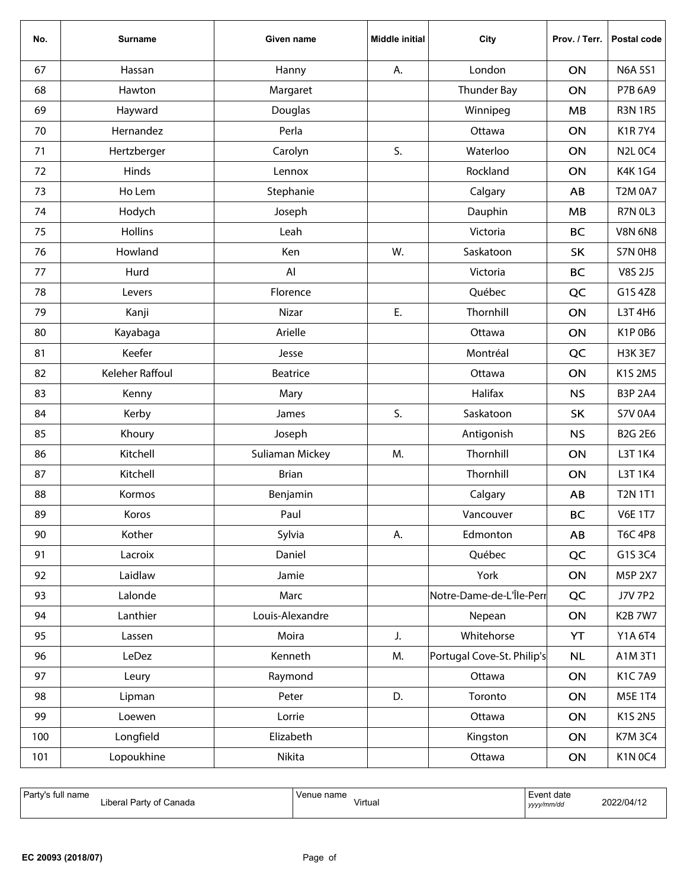| No. | Surname | Given name | Middle initial | City | Prov. / Terr. | Postal code |
|---|---|---|---|---|---|---|
| 67 | Hassan | Hanny | A. | London | ON | N6A 5S1 |
| 68 | Hawton | Margaret | | Thunder Bay | ON | P7B 6A9 |
| 69 | Hayward | Douglas | | Winnipeg | MB | R3N 1R5 |
| 70 | Hernandez | Perla | | Ottawa | ON | K1R 7Y4 |
| 71 | Hertzberger | Carolyn | S. | Waterloo | ON | N2L 0C4 |
| 72 | Hinds | Lennox | | Rockland | ON | K4K 1G4 |
| 73 | Ho Lem | Stephanie | | Calgary | AB | T2M 0A7 |
| 74 | Hodych | Joseph | | Dauphin | MB | R7N 0L3 |
| 75 | Hollins | Leah | | Victoria | BC | V8N 6N8 |
| 76 | Howland | Ken | W. | Saskatoon | SK | S7N 0H8 |
| 77 | Hurd | Al | | Victoria | BC | V8S 2J5 |
| 78 | Levers | Florence | | Québec | QC | G1S 4Z8 |
| 79 | Kanji | Nizar | E. | Thornhill | ON | L3T 4H6 |
| 80 | Kayabaga | Arielle | | Ottawa | ON | K1P 0B6 |
| 81 | Keefer | Jesse | | Montréal | QC | H3K 3E7 |
| 82 | Keleher Raffoul | Beatrice | | Ottawa | ON | K1S 2M5 |
| 83 | Kenny | Mary | | Halifax | NS | B3P 2A4 |
| 84 | Kerby | James | S. | Saskatoon | SK | S7V 0A4 |
| 85 | Khoury | Joseph | | Antigonish | NS | B2G 2E6 |
| 86 | Kitchell | Suliaman Mickey | M. | Thornhill | ON | L3T 1K4 |
| 87 | Kitchell | Brian | | Thornhill | ON | L3T 1K4 |
| 88 | Kormos | Benjamin | | Calgary | AB | T2N 1T1 |
| 89 | Koros | Paul | | Vancouver | BC | V6E 1T7 |
| 90 | Kother | Sylvia | A. | Edmonton | AB | T6C 4P8 |
| 91 | Lacroix | Daniel | | Québec | QC | G1S 3C4 |
| 92 | Laidlaw | Jamie | | York | ON | M5P 2X7 |
| 93 | Lalonde | Marc | | Notre-Dame-de-L'Île-Perr | QC | J7V 7P2 |
| 94 | Lanthier | Louis-Alexandre | | Nepean | ON | K2B 7W7 |
| 95 | Lassen | Moira | J. | Whitehorse | YT | Y1A 6T4 |
| 96 | LeDez | Kenneth | M. | Portugal Cove-St. Philip's | NL | A1M 3T1 |
| 97 | Leury | Raymond | | Ottawa | ON | K1C 7A9 |
| 98 | Lipman | Peter | D. | Toronto | ON | M5E 1T4 |
| 99 | Loewen | Lorrie | | Ottawa | ON | K1S 2N5 |
| 100 | Longfield | Elizabeth | | Kingston | ON | K7M 3C4 |
| 101 | Lopoukhine | Nikita | | Ottawa | ON | K1N 0C4 |

| Party's full name | Venue name | Event date *yyyy/mm/dd* |
|---|---|---|
| Liberal Party of Canada | Virtual | 2022/04/12 |

EC 20093 (2018/07)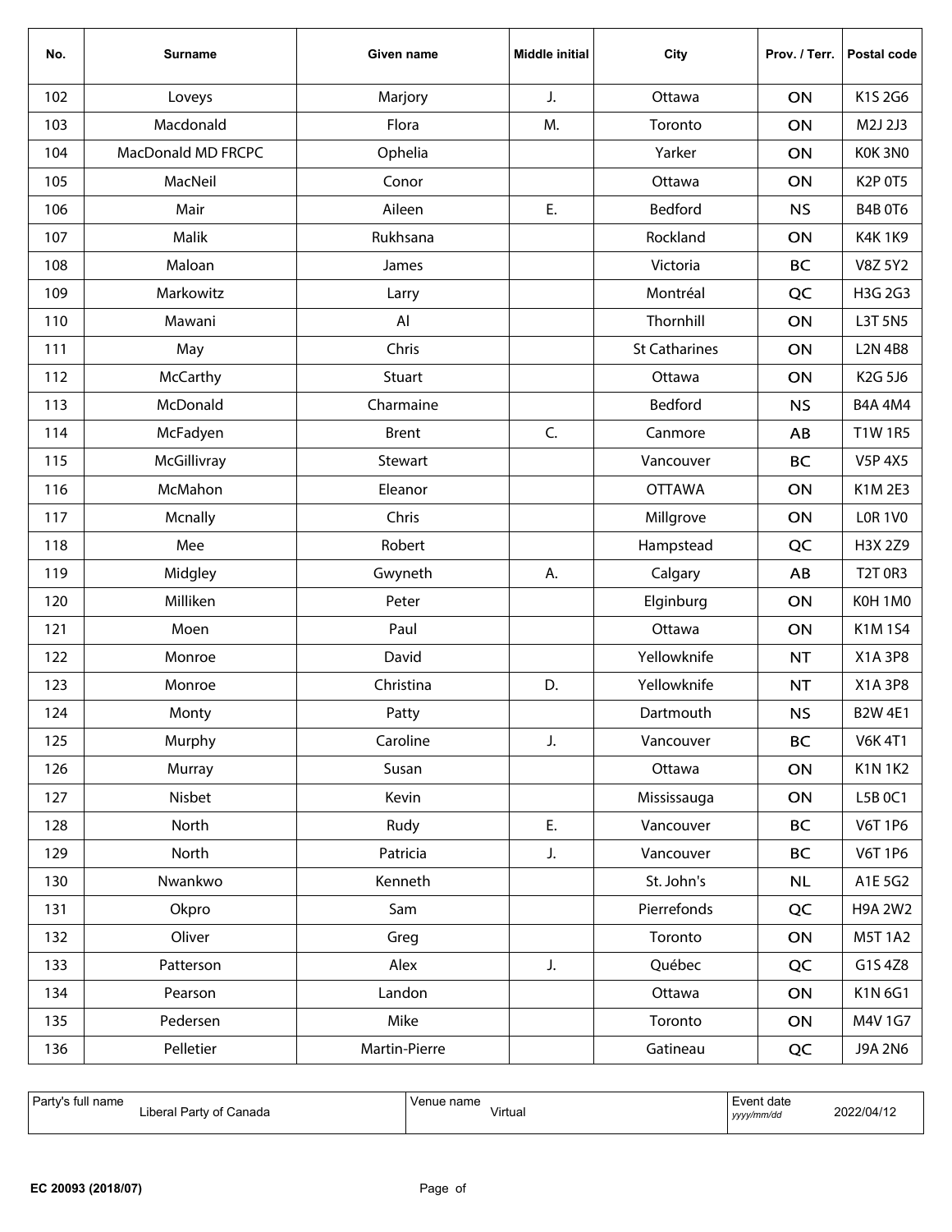| No. | Surname | Given name | Middle initial | City | Prov. / Terr. | Postal code |
|---|---|---|---|---|---|---|
| 102 | Loveys | Marjory | J. | Ottawa | ON | K1S 2G6 |
| 103 | Macdonald | Flora | M. | Toronto | ON | M2J 2J3 |
| 104 | MacDonald MD FRCPC | Ophelia | | Yarker | ON | K0K 3N0 |
| 105 | MacNeil | Conor | | Ottawa | ON | K2P 0T5 |
| 106 | Mair | Aileen | E. | Bedford | NS | B4B 0T6 |
| 107 | Malik | Rukhsana | | Rockland | ON | K4K 1K9 |
| 108 | Maloan | James | | Victoria | BC | V8Z 5Y2 |
| 109 | Markowitz | Larry | | Montréal | QC | H3G 2G3 |
| 110 | Mawani | Al | | Thornhill | ON | L3T 5N5 |
| 111 | May | Chris | | St Catharines | ON | L2N 4B8 |
| 112 | McCarthy | Stuart | | Ottawa | ON | K2G 5J6 |
| 113 | McDonald | Charmaine | | Bedford | NS | B4A 4M4 |
| 114 | McFadyen | Brent | C. | Canmore | AB | T1W 1R5 |
| 115 | McGillivray | Stewart | | Vancouver | BC | V5P 4X5 |
| 116 | McMahon | Eleanor | | OTTAWA | ON | K1M 2E3 |
| 117 | Mcnally | Chris | | Millgrove | ON | L0R 1V0 |
| 118 | Mee | Robert | | Hampstead | QC | H3X 2Z9 |
| 119 | Midgley | Gwyneth | A. | Calgary | AB | T2T 0R3 |
| 120 | Milliken | Peter | | Elginburg | ON | K0H 1M0 |
| 121 | Moen | Paul | | Ottawa | ON | K1M 1S4 |
| 122 | Monroe | David | | Yellowknife | NT | X1A 3P8 |
| 123 | Monroe | Christina | D. | Yellowknife | NT | X1A 3P8 |
| 124 | Monty | Patty | | Dartmouth | NS | B2W 4E1 |
| 125 | Murphy | Caroline | J. | Vancouver | BC | V6K 4T1 |
| 126 | Murray | Susan | | Ottawa | ON | K1N 1K2 |
| 127 | Nisbet | Kevin | | Mississauga | ON | L5B 0C1 |
| 128 | North | Rudy | E. | Vancouver | BC | V6T 1P6 |
| 129 | North | Patricia | J. | Vancouver | BC | V6T 1P6 |
| 130 | Nwankwo | Kenneth | | St. John's | NL | A1E 5G2 |
| 131 | Okpro | Sam | | Pierrefonds | QC | H9A 2W2 |
| 132 | Oliver | Greg | | Toronto | ON | M5T 1A2 |
| 133 | Patterson | Alex | J. | Québec | QC | G1S 4Z8 |
| 134 | Pearson | Landon | | Ottawa | ON | K1N 6G1 |
| 135 | Pedersen | Mike | | Toronto | ON | M4V 1G7 |
| 136 | Pelletier | Martin-Pierre | | Gatineau | QC | J9A 2N6 |

| Party's full name | Venue name | Event date *yyyy/mm/dd* |
|---|---|---|
| Liberal Party of Canada | Virtual | 2022/04/12 |

EC 20093 (2018/07)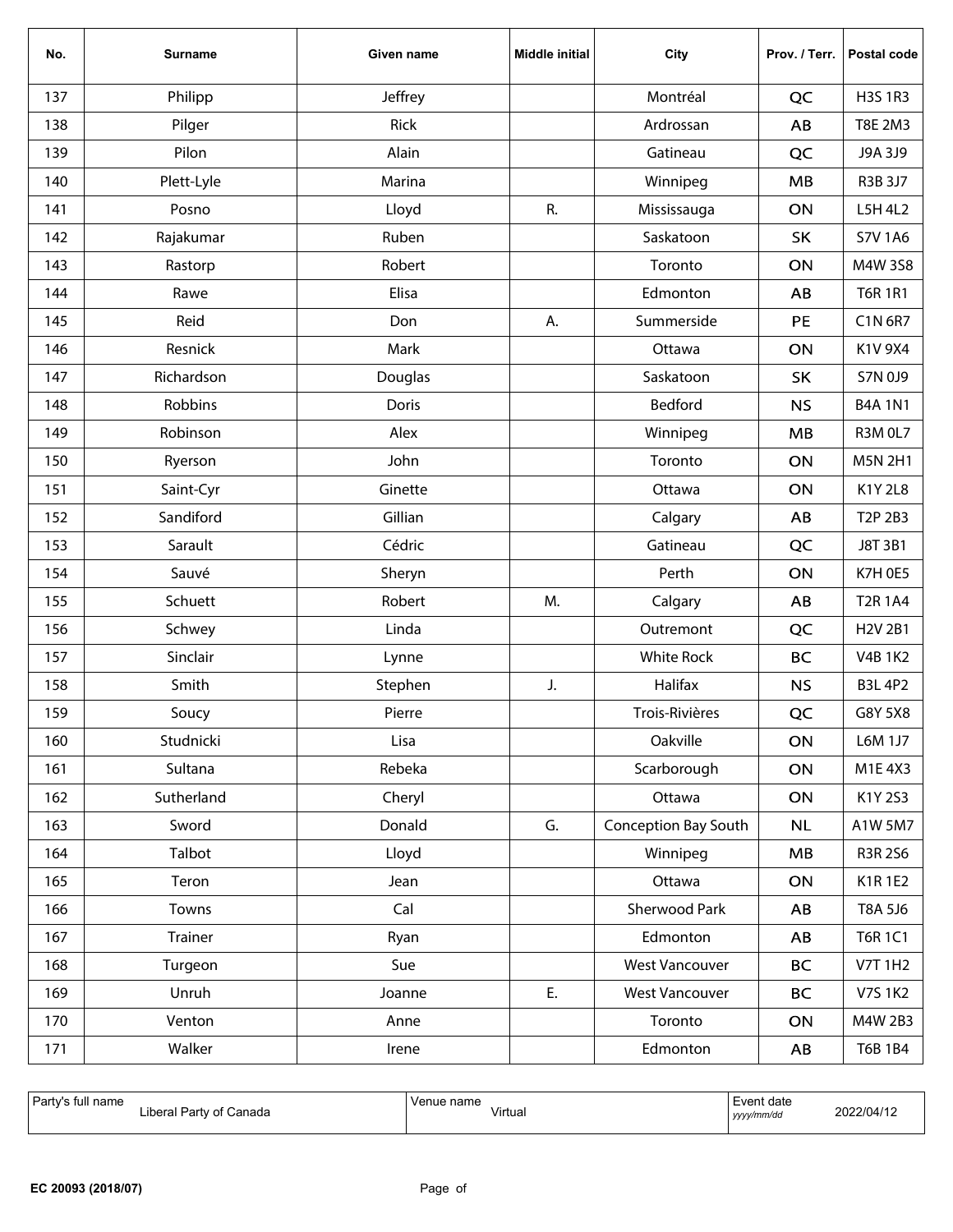| No. | Surname | Given name | Middle initial | City | Prov. / Terr. | Postal code |
| --- | --- | --- | --- | --- | --- | --- |
| 137 | Philipp | Jeffrey | | Montréal | QC | H3S 1R3 |
| 138 | Pilger | Rick | | Ardrossan | AB | T8E 2M3 |
| 139 | Pilon | Alain | | Gatineau | QC | J9A 3J9 |
| 140 | Plett-Lyle | Marina | | Winnipeg | MB | R3B 3J7 |
| 141 | Posno | Lloyd | R. | Mississauga | ON | L5H 4L2 |
| 142 | Rajakumar | Ruben | | Saskatoon | SK | S7V 1A6 |
| 143 | Rastorp | Robert | | Toronto | ON | M4W 3S8 |
| 144 | Rawe | Elisa | | Edmonton | AB | T6R 1R1 |
| 145 | Reid | Don | A. | Summerside | PE | C1N 6R7 |
| 146 | Resnick | Mark | | Ottawa | ON | K1V 9X4 |
| 147 | Richardson | Douglas | | Saskatoon | SK | S7N 0J9 |
| 148 | Robbins | Doris | | Bedford | NS | B4A 1N1 |
| 149 | Robinson | Alex | | Winnipeg | MB | R3M 0L7 |
| 150 | Ryerson | John | | Toronto | ON | M5N 2H1 |
| 151 | Saint-Cyr | Ginette | | Ottawa | ON | K1Y 2L8 |
| 152 | Sandiford | Gillian | | Calgary | AB | T2P 2B3 |
| 153 | Sarault | Cédric | | Gatineau | QC | J8T 3B1 |
| 154 | Sauvé | Sheryn | | Perth | ON | K7H 0E5 |
| 155 | Schuett | Robert | M. | Calgary | AB | T2R 1A4 |
| 156 | Schwey | Linda | | Outremont | QC | H2V 2B1 |
| 157 | Sinclair | Lynne | | White Rock | BC | V4B 1K2 |
| 158 | Smith | Stephen | J. | Halifax | NS | B3L 4P2 |
| 159 | Soucy | Pierre | | Trois-Rivières | QC | G8Y 5X8 |
| 160 | Studnicki | Lisa | | Oakville | ON | L6M 1J7 |
| 161 | Sultana | Rebeka | | Scarborough | ON | M1E 4X3 |
| 162 | Sutherland | Cheryl | | Ottawa | ON | K1Y 2S3 |
| 163 | Sword | Donald | G. | Conception Bay South | NL | A1W 5M7 |
| 164 | Talbot | Lloyd | | Winnipeg | MB | R3R 2S6 |
| 165 | Teron | Jean | | Ottawa | ON | K1R 1E2 |
| 166 | Towns | Cal | | Sherwood Park | AB | T8A 5J6 |
| 167 | Trainer | Ryan | | Edmonton | AB | T6R 1C1 |
| 168 | Turgeon | Sue | | West Vancouver | BC | V7T 1H2 |
| 169 | Unruh | Joanne | E. | West Vancouver | BC | V7S 1K2 |
| 170 | Venton | Anne | | Toronto | ON | M4W 2B3 |
| 171 | Walker | Irene | | Edmonton | AB | T6B 1B4 |

| Party's full name | Venue name | Event date *yyyy/mm/dd* |
| --- | --- | --- |
| Liberal Party of Canada | Virtual | 2022/04/12 |

EC 20093 (2018/07)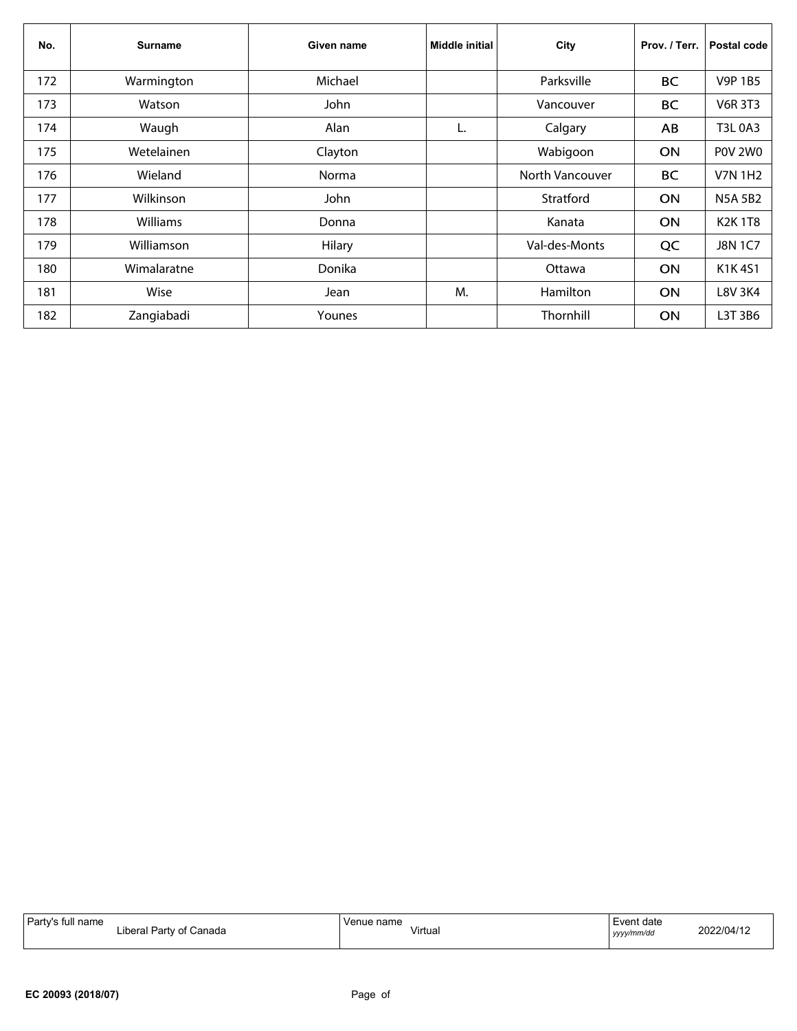| No. | Surname | Given name | Middle initial | City | Prov. / Terr. | Postal code |
|---|---|---|---|---|---|---|
| 172 | Warmington | Michael | | Parksville | BC | V9P 1B5 |
| 173 | Watson | John | | Vancouver | BC | V6R 3T3 |
| 174 | Waugh | Alan | L. | Calgary | AB | T3L 0A3 |
| 175 | Wetelainen | Clayton | | Wabigoon | ON | P0V 2W0 |
| 176 | Wieland | Norma | | North Vancouver | BC | V7N 1H2 |
| 177 | Wilkinson | John | | Stratford | ON | N5A 5B2 |
| 178 | Williams | Donna | | Kanata | ON | K2K 1T8 |
| 179 | Williamson | Hilary | | Val-des-Monts | QC | J8N 1C7 |
| 180 | Wimalaratne | Donika | | Ottawa | ON | K1K 4S1 |
| 181 | Wise | Jean | M. | Hamilton | ON | L8V 3K4 |
| 182 | Zangiabadi | Younes | | Thornhill | ON | L3T 3B6 |

| Party's full name | Venue name | Event date *yyyy/mm/dd* |
|---|---|---|
| Liberal Party of Canada | Virtual | 2022/04/12 |

EC 20093 (2018/07)